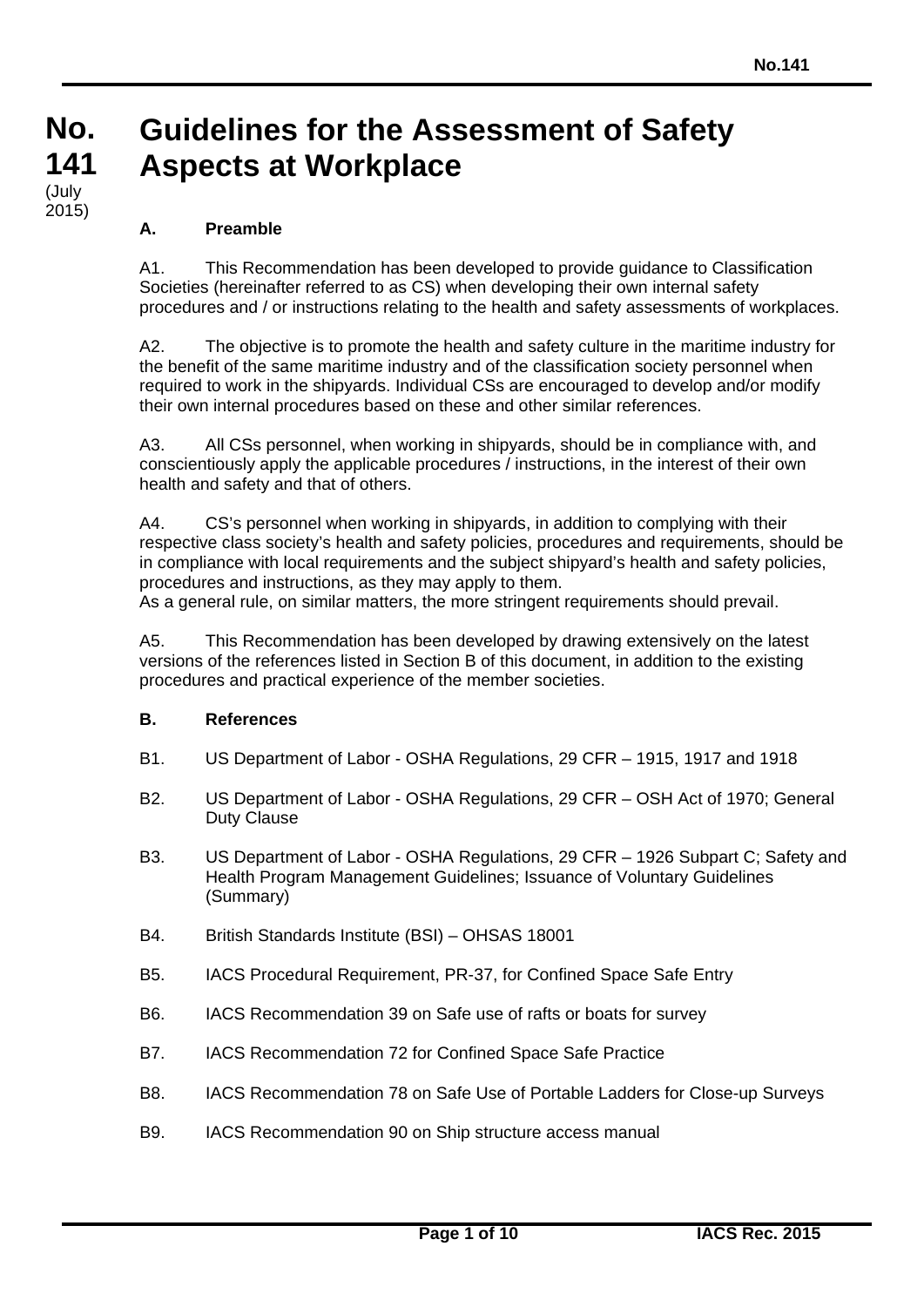# No. 141 (July 2015)

# Guidelines for the Assessment of Safety Aspects at Workplace

## A. Preamble

A1. This Recommendation has been developed to provide guidance to Classification Societies (hereinafter referred to as CS) when developing their own internal safety procedures and / or instructions relating to the health and safety assessments of workplaces.

A2. The objective is to promote the health and safety culture in the maritime industry for the benefit of the same maritime industry and of the classification society personnel when required to work in the shipyards. Individual CSs are encouraged to develop and/or modify their own internal procedures based on these and other similar references.

A3. All CSs personnel, when working in shipyards, should be in compliance with, and conscientiously apply the applicable procedures / instructions, in the interest of their own health and safety and that of others.

A4. CS's personnel when working in shipyards, in addition to complying with their respective class society's health and safety policies, procedures and requirements, should be in compliance with local requirements and the subject shipyard's health and safety policies, procedures and instructions, as they may apply to them.
As a general rule, on similar matters, the more stringent requirements should prevail.

A5. This Recommendation has been developed by drawing extensively on the latest versions of the references listed in Section B of this document, in addition to the existing procedures and practical experience of the member societies.

## B. References

B1. US Department of Labor - OSHA Regulations, 29 CFR – 1915, 1917 and 1918

B2. US Department of Labor - OSHA Regulations, 29 CFR – OSH Act of 1970; General Duty Clause

B3. US Department of Labor - OSHA Regulations, 29 CFR – 1926 Subpart C; Safety and Health Program Management Guidelines; Issuance of Voluntary Guidelines (Summary)

B4. British Standards Institute (BSI) – OHSAS 18001

B5. IACS Procedural Requirement, PR-37, for Confined Space Safe Entry

B6. IACS Recommendation 39 on Safe use of rafts or boats for survey

B7. IACS Recommendation 72 for Confined Space Safe Practice

B8. IACS Recommendation 78 on Safe Use of Portable Ladders for Close-up Surveys

B9. IACS Recommendation 90 on Ship structure access manual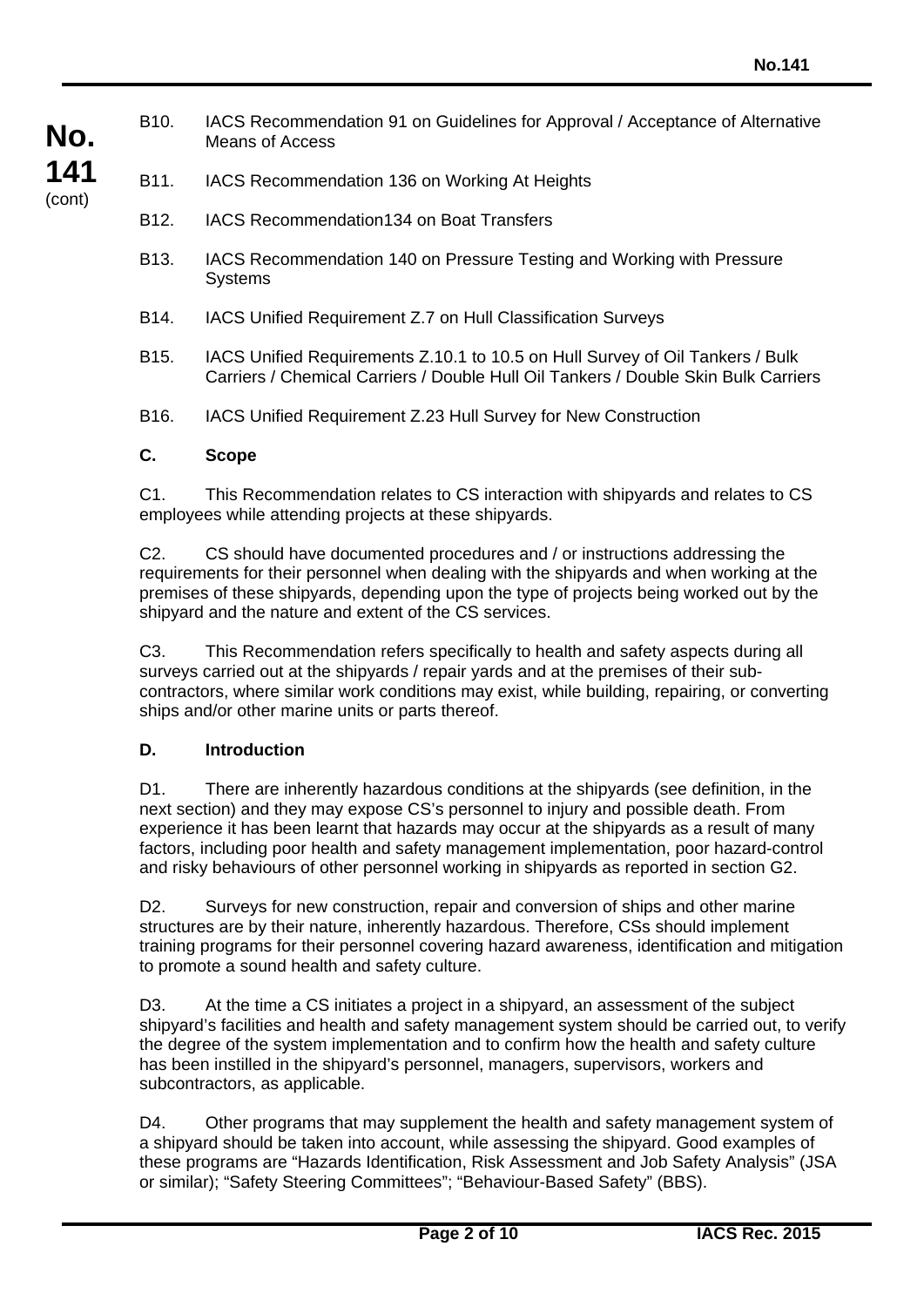B10. IACS Recommendation 91 on Guidelines for Approval / Acceptance of Alternative Means of Access

B11. IACS Recommendation 136 on Working At Heights

B12. IACS Recommendation134 on Boat Transfers

B13. IACS Recommendation 140 on Pressure Testing and Working with Pressure Systems

B14. IACS Unified Requirement Z.7 on Hull Classification Surveys

B15. IACS Unified Requirements Z.10.1 to 10.5 on Hull Survey of Oil Tankers / Bulk Carriers / Chemical Carriers / Double Hull Oil Tankers / Double Skin Bulk Carriers

B16. IACS Unified Requirement Z.23 Hull Survey for New Construction

## C. Scope

C1. This Recommendation relates to CS interaction with shipyards and relates to CS employees while attending projects at these shipyards.

C2. CS should have documented procedures and / or instructions addressing the requirements for their personnel when dealing with the shipyards and when working at the premises of these shipyards, depending upon the type of projects being worked out by the shipyard and the nature and extent of the CS services.

C3. This Recommendation refers specifically to health and safety aspects during all surveys carried out at the shipyards / repair yards and at the premises of their sub-contractors, where similar work conditions may exist, while building, repairing, or converting ships and/or other marine units or parts thereof.

## D. Introduction

D1. There are inherently hazardous conditions at the shipyards (see definition, in the next section) and they may expose CS's personnel to injury and possible death. From experience it has been learnt that hazards may occur at the shipyards as a result of many factors, including poor health and safety management implementation, poor hazard-control and risky behaviours of other personnel working in shipyards as reported in section G2.

D2. Surveys for new construction, repair and conversion of ships and other marine structures are by their nature, inherently hazardous. Therefore, CSs should implement training programs for their personnel covering hazard awareness, identification and mitigation to promote a sound health and safety culture.

D3. At the time a CS initiates a project in a shipyard, an assessment of the subject shipyard's facilities and health and safety management system should be carried out, to verify the degree of the system implementation and to confirm how the health and safety culture has been instilled in the shipyard's personnel, managers, supervisors, workers and subcontractors, as applicable.

D4. Other programs that may supplement the health and safety management system of a shipyard should be taken into account, while assessing the shipyard. Good examples of these programs are "Hazards Identification, Risk Assessment and Job Safety Analysis" (JSA or similar); "Safety Steering Committees"; "Behaviour-Based Safety" (BBS).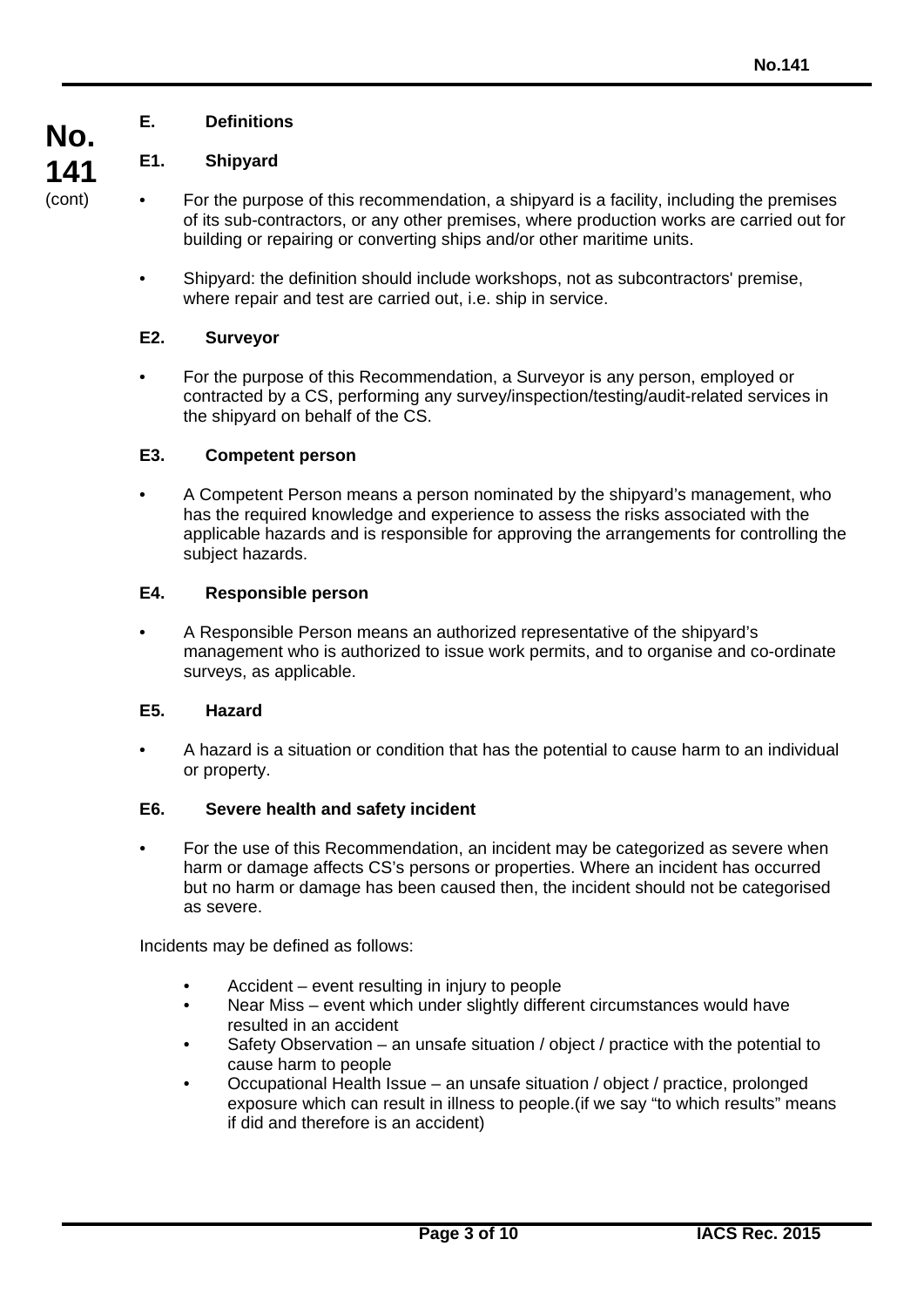## E. Definitions

### E1. Shipyard

- For the purpose of this recommendation, a shipyard is a facility, including the premises of its sub-contractors, or any other premises, where production works are carried out for building or repairing or converting ships and/or other maritime units.
- Shipyard: the definition should include workshops, not as subcontractors' premise, where repair and test are carried out, i.e. ship in service.

### E2. Surveyor

- For the purpose of this Recommendation, a Surveyor is any person, employed or contracted by a CS, performing any survey/inspection/testing/audit-related services in the shipyard on behalf of the CS.

### E3. Competent person

- A Competent Person means a person nominated by the shipyard's management, who has the required knowledge and experience to assess the risks associated with the applicable hazards and is responsible for approving the arrangements for controlling the subject hazards.

### E4. Responsible person

- A Responsible Person means an authorized representative of the shipyard's management who is authorized to issue work permits, and to organise and co-ordinate surveys, as applicable.

### E5. Hazard

- A hazard is a situation or condition that has the potential to cause harm to an individual or property.

### E6. Severe health and safety incident

- For the use of this Recommendation, an incident may be categorized as severe when harm or damage affects CS's persons or properties. Where an incident has occurred but no harm or damage has been caused then, the incident should not be categorised as severe.

Incidents may be defined as follows:

- Accident – event resulting in injury to people
- Near Miss – event which under slightly different circumstances would have resulted in an accident
- Safety Observation – an unsafe situation / object / practice with the potential to cause harm to people
- Occupational Health Issue – an unsafe situation / object / practice, prolonged exposure which can result in illness to people.(if we say "to which results" means if did and therefore is an accident)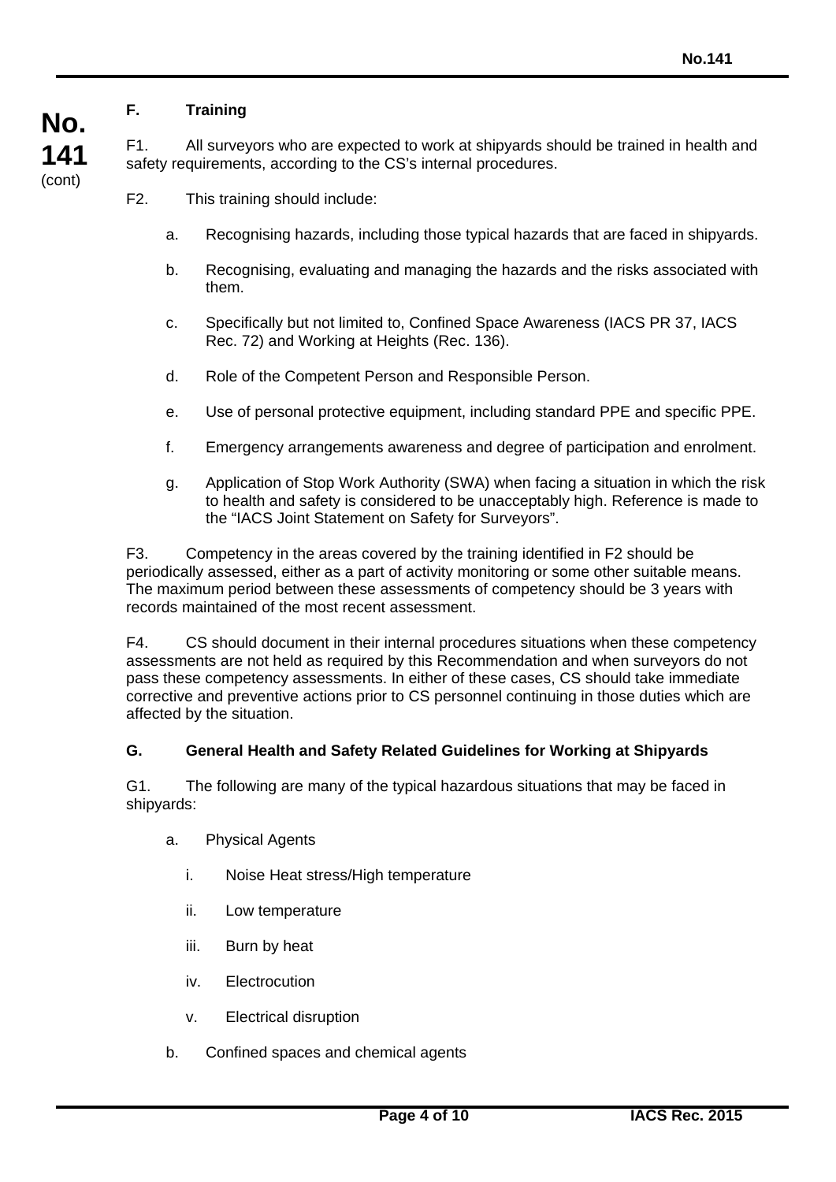## F. Training

F1. All surveyors who are expected to work at shipyards should be trained in health and safety requirements, according to the CS's internal procedures.

F2. This training should include:

a. Recognising hazards, including those typical hazards that are faced in shipyards.

b. Recognising, evaluating and managing the hazards and the risks associated with them.

c. Specifically but not limited to, Confined Space Awareness (IACS PR 37, IACS Rec. 72) and Working at Heights (Rec. 136).

d. Role of the Competent Person and Responsible Person.

e. Use of personal protective equipment, including standard PPE and specific PPE.

f. Emergency arrangements awareness and degree of participation and enrolment.

g. Application of Stop Work Authority (SWA) when facing a situation in which the risk to health and safety is considered to be unacceptably high. Reference is made to the "IACS Joint Statement on Safety for Surveyors".

F3. Competency in the areas covered by the training identified in F2 should be periodically assessed, either as a part of activity monitoring or some other suitable means. The maximum period between these assessments of competency should be 3 years with records maintained of the most recent assessment.

F4. CS should document in their internal procedures situations when these competency assessments are not held as required by this Recommendation and when surveyors do not pass these competency assessments. In either of these cases, CS should take immediate corrective and preventive actions prior to CS personnel continuing in those duties which are affected by the situation.

## G. General Health and Safety Related Guidelines for Working at Shipyards

G1. The following are many of the typical hazardous situations that may be faced in shipyards:

a. Physical Agents

i. Noise Heat stress/High temperature

ii. Low temperature

iii. Burn by heat

iv. Electrocution

v. Electrical disruption

b. Confined spaces and chemical agents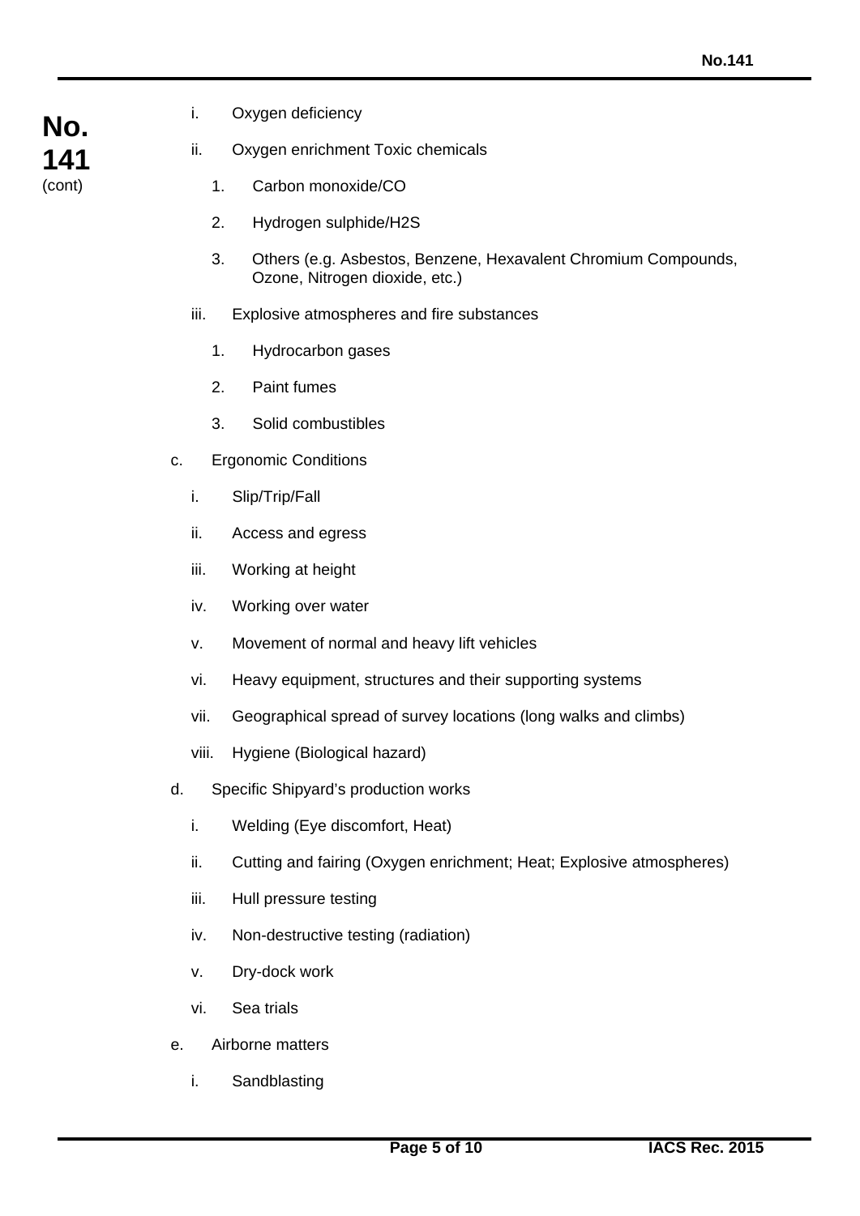- i. Oxygen deficiency
- ii. Oxygen enrichment Toxic chemicals
  1. Carbon monoxide/CO
  2. Hydrogen sulphide/H2S
  3. Others (e.g. Asbestos, Benzene, Hexavalent Chromium Compounds, Ozone, Nitrogen dioxide, etc.)
- iii. Explosive atmospheres and fire substances
  1. Hydrocarbon gases
  2. Paint fumes
  3. Solid combustibles

c. Ergonomic Conditions

- i. Slip/Trip/Fall
- ii. Access and egress
- iii. Working at height
- iv. Working over water
- v. Movement of normal and heavy lift vehicles
- vi. Heavy equipment, structures and their supporting systems
- vii. Geographical spread of survey locations (long walks and climbs)
- viii. Hygiene (Biological hazard)

d. Specific Shipyard's production works

- i. Welding (Eye discomfort, Heat)
- ii. Cutting and fairing (Oxygen enrichment; Heat; Explosive atmospheres)
- iii. Hull pressure testing
- iv. Non-destructive testing (radiation)
- v. Dry-dock work
- vi. Sea trials

e. Airborne matters

- i. Sandblasting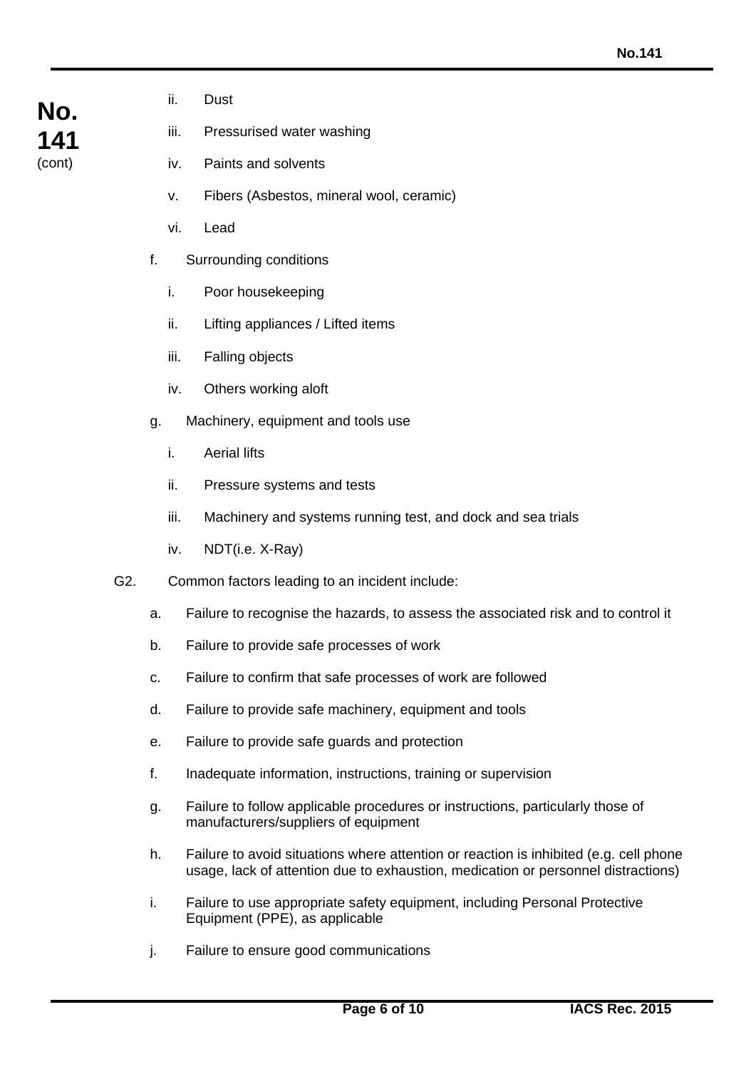ii. Dust

   iii. Pressurised water washing

   iv. Paints and solvents

   v. Fibers (Asbestos, mineral wool, ceramic)

   vi. Lead

f. Surrounding conditions

   i. Poor housekeeping

   ii. Lifting appliances / Lifted items

   iii. Falling objects

   iv. Others working aloft

g. Machinery, equipment and tools use

   i. Aerial lifts

   ii. Pressure systems and tests

   iii. Machinery and systems running test, and dock and sea trials

   iv. NDT(i.e. X-Ray)

G2. Common factors leading to an incident include:

a. Failure to recognise the hazards, to assess the associated risk and to control it

b. Failure to provide safe processes of work

c. Failure to confirm that safe processes of work are followed

d. Failure to provide safe machinery, equipment and tools

e. Failure to provide safe guards and protection

f. Inadequate information, instructions, training or supervision

g. Failure to follow applicable procedures or instructions, particularly those of manufacturers/suppliers of equipment

h. Failure to avoid situations where attention or reaction is inhibited (e.g. cell phone usage, lack of attention due to exhaustion, medication or personnel distractions)

i. Failure to use appropriate safety equipment, including Personal Protective Equipment (PPE), as applicable

j. Failure to ensure good communications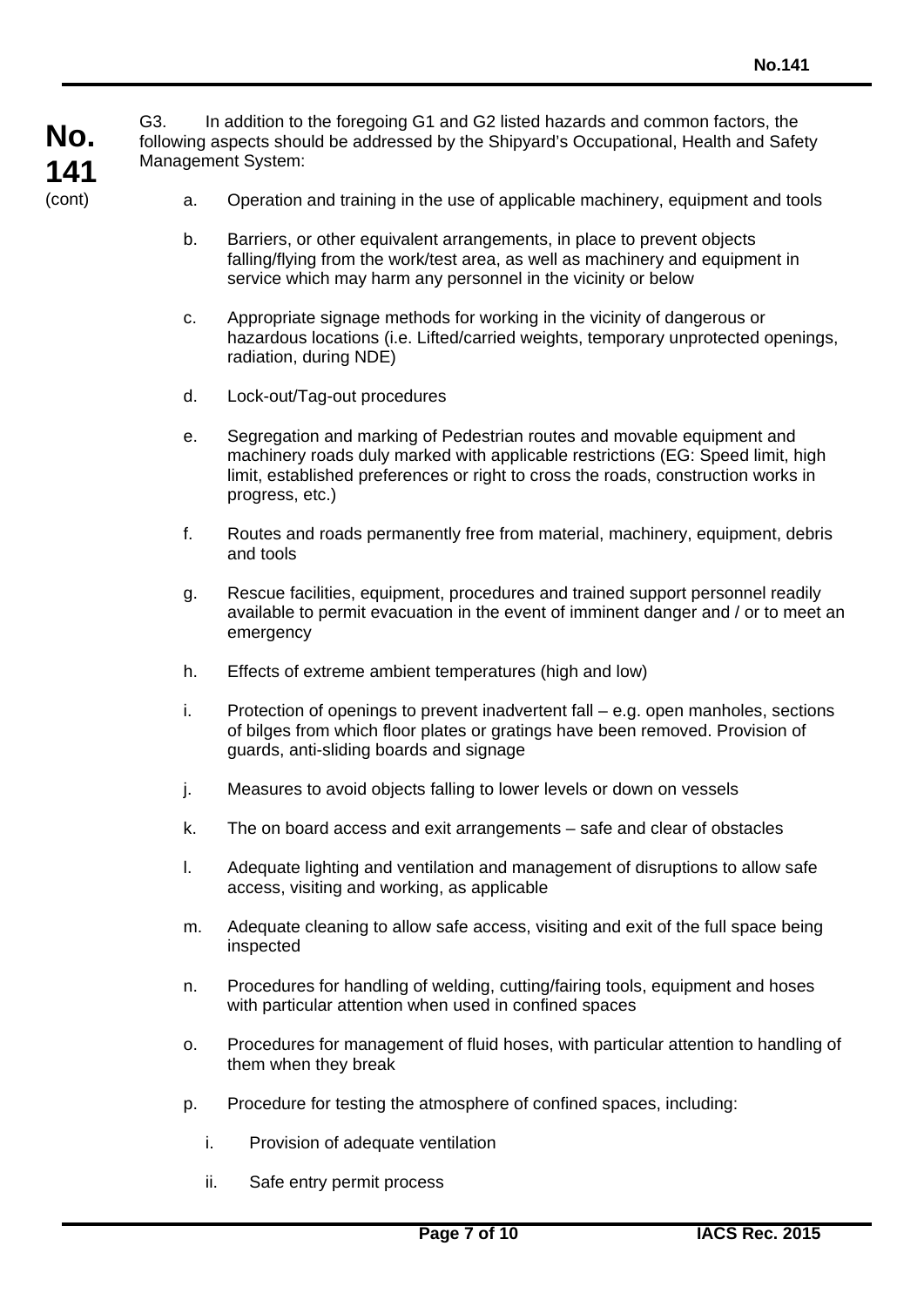G3. In addition to the foregoing G1 and G2 listed hazards and common factors, the following aspects should be addressed by the Shipyard's Occupational, Health and Safety Management System:

a. Operation and training in the use of applicable machinery, equipment and tools

b. Barriers, or other equivalent arrangements, in place to prevent objects falling/flying from the work/test area, as well as machinery and equipment in service which may harm any personnel in the vicinity or below

c. Appropriate signage methods for working in the vicinity of dangerous or hazardous locations (i.e. Lifted/carried weights, temporary unprotected openings, radiation, during NDE)

d. Lock-out/Tag-out procedures

e. Segregation and marking of Pedestrian routes and movable equipment and machinery roads duly marked with applicable restrictions (EG: Speed limit, high limit, established preferences or right to cross the roads, construction works in progress, etc.)

f. Routes and roads permanently free from material, machinery, equipment, debris and tools

g. Rescue facilities, equipment, procedures and trained support personnel readily available to permit evacuation in the event of imminent danger and / or to meet an emergency

h. Effects of extreme ambient temperatures (high and low)

i. Protection of openings to prevent inadvertent fall – e.g. open manholes, sections of bilges from which floor plates or gratings have been removed. Provision of guards, anti-sliding boards and signage

j. Measures to avoid objects falling to lower levels or down on vessels

k. The on board access and exit arrangements – safe and clear of obstacles

l. Adequate lighting and ventilation and management of disruptions to allow safe access, visiting and working, as applicable

m. Adequate cleaning to allow safe access, visiting and exit of the full space being inspected

n. Procedures for handling of welding, cutting/fairing tools, equipment and hoses with particular attention when used in confined spaces

o. Procedures for management of fluid hoses, with particular attention to handling of them when they break

p. Procedure for testing the atmosphere of confined spaces, including:

   i. Provision of adequate ventilation

   ii. Safe entry permit process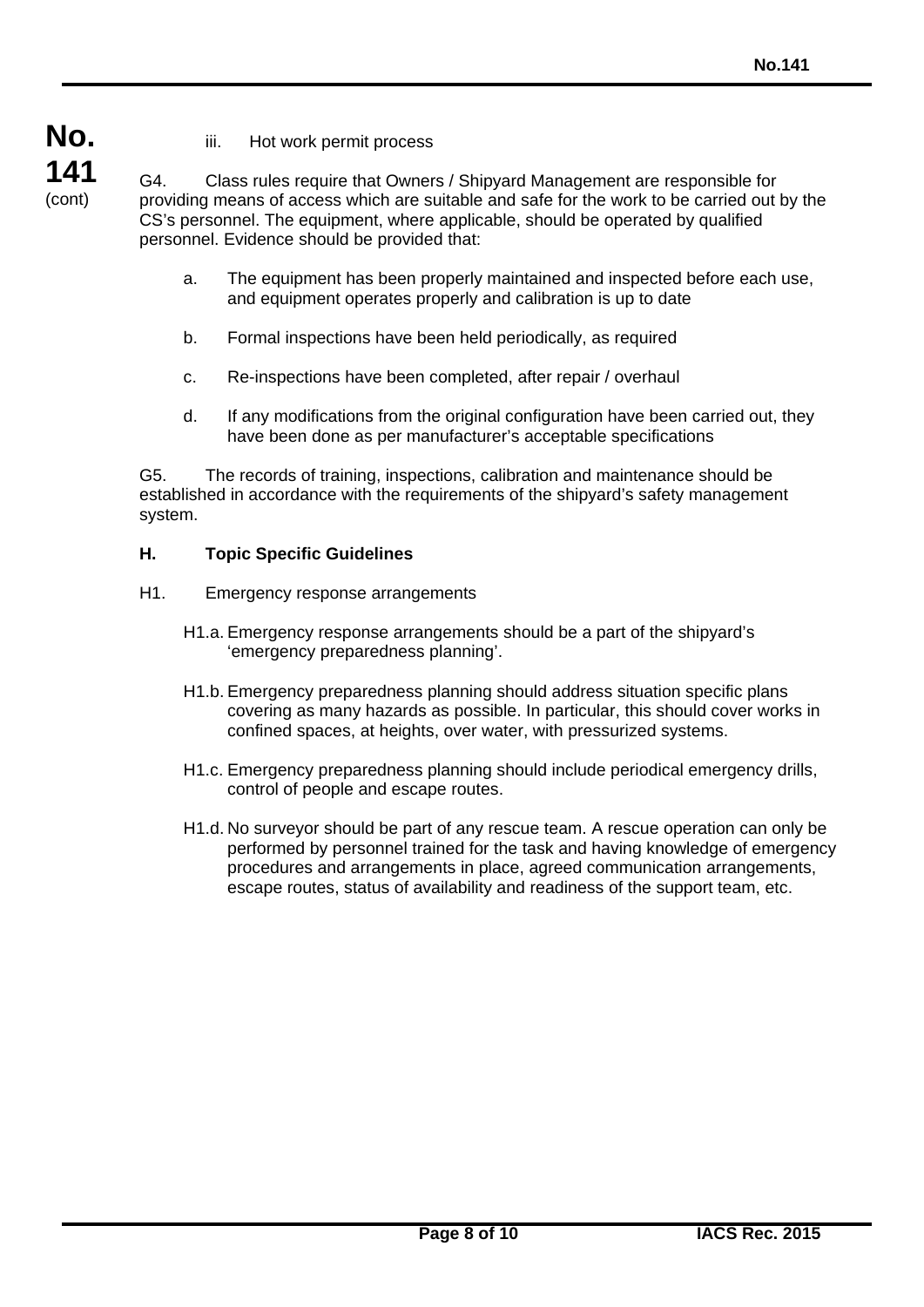iii. Hot work permit process

G4. Class rules require that Owners / Shipyard Management are responsible for providing means of access which are suitable and safe for the work to be carried out by the CS's personnel. The equipment, where applicable, should be operated by qualified personnel. Evidence should be provided that:

a. The equipment has been properly maintained and inspected before each use, and equipment operates properly and calibration is up to date

b. Formal inspections have been held periodically, as required

c. Re-inspections have been completed, after repair / overhaul

d. If any modifications from the original configuration have been carried out, they have been done as per manufacturer's acceptable specifications

G5. The records of training, inspections, calibration and maintenance should be established in accordance with the requirements of the shipyard's safety management system.

## H. Topic Specific Guidelines

H1. Emergency response arrangements

H1.a. Emergency response arrangements should be a part of the shipyard's 'emergency preparedness planning'.

H1.b. Emergency preparedness planning should address situation specific plans covering as many hazards as possible. In particular, this should cover works in confined spaces, at heights, over water, with pressurized systems.

H1.c. Emergency preparedness planning should include periodical emergency drills, control of people and escape routes.

H1.d. No surveyor should be part of any rescue team. A rescue operation can only be performed by personnel trained for the task and having knowledge of emergency procedures and arrangements in place, agreed communication arrangements, escape routes, status of availability and readiness of the support team, etc.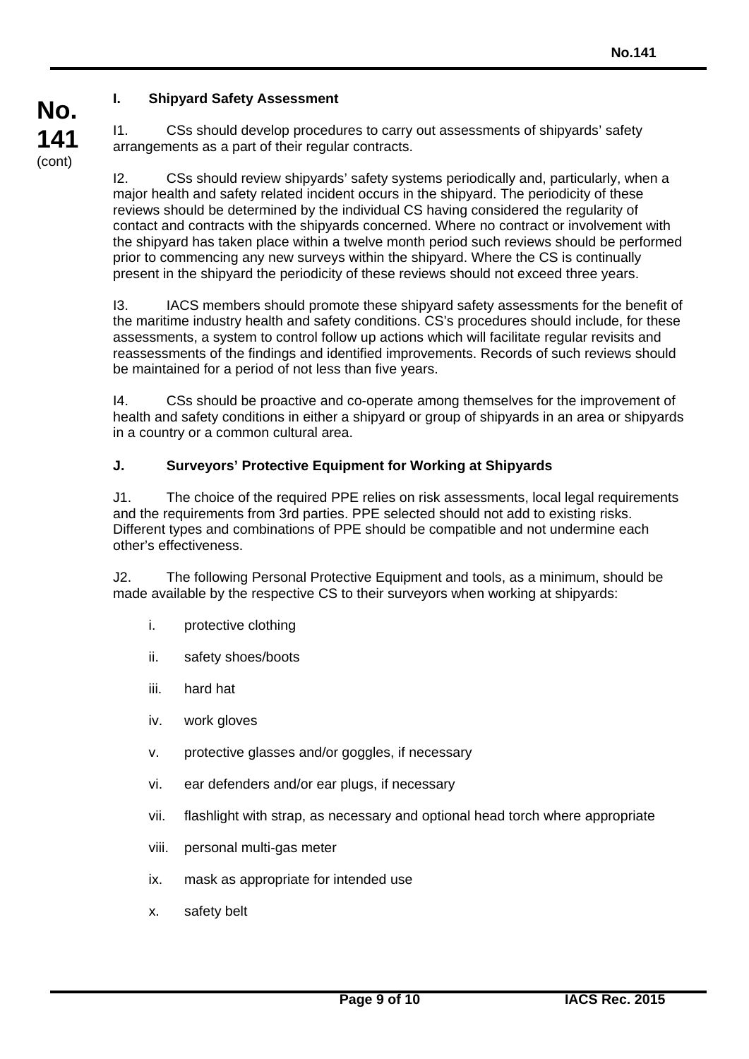### I. Shipyard Safety Assessment

I1. CSs should develop procedures to carry out assessments of shipyards' safety arrangements as a part of their regular contracts.

I2. CSs should review shipyards' safety systems periodically and, particularly, when a major health and safety related incident occurs in the shipyard. The periodicity of these reviews should be determined by the individual CS having considered the regularity of contact and contracts with the shipyards concerned. Where no contract or involvement with the shipyard has taken place within a twelve month period such reviews should be performed prior to commencing any new surveys within the shipyard. Where the CS is continually present in the shipyard the periodicity of these reviews should not exceed three years.

I3. IACS members should promote these shipyard safety assessments for the benefit of the maritime industry health and safety conditions. CS's procedures should include, for these assessments, a system to control follow up actions which will facilitate regular revisits and reassessments of the findings and identified improvements. Records of such reviews should be maintained for a period of not less than five years.

I4. CSs should be proactive and co-operate among themselves for the improvement of health and safety conditions in either a shipyard or group of shipyards in an area or shipyards in a country or a common cultural area.

### J. Surveyors' Protective Equipment for Working at Shipyards

J1. The choice of the required PPE relies on risk assessments, local legal requirements and the requirements from 3rd parties. PPE selected should not add to existing risks. Different types and combinations of PPE should be compatible and not undermine each other's effectiveness.

J2. The following Personal Protective Equipment and tools, as a minimum, should be made available by the respective CS to their surveyors when working at shipyards:

- i. protective clothing
- ii. safety shoes/boots
- iii. hard hat
- iv. work gloves
- v. protective glasses and/or goggles, if necessary
- vi. ear defenders and/or ear plugs, if necessary
- vii. flashlight with strap, as necessary and optional head torch where appropriate
- viii. personal multi-gas meter
- ix. mask as appropriate for intended use
- x. safety belt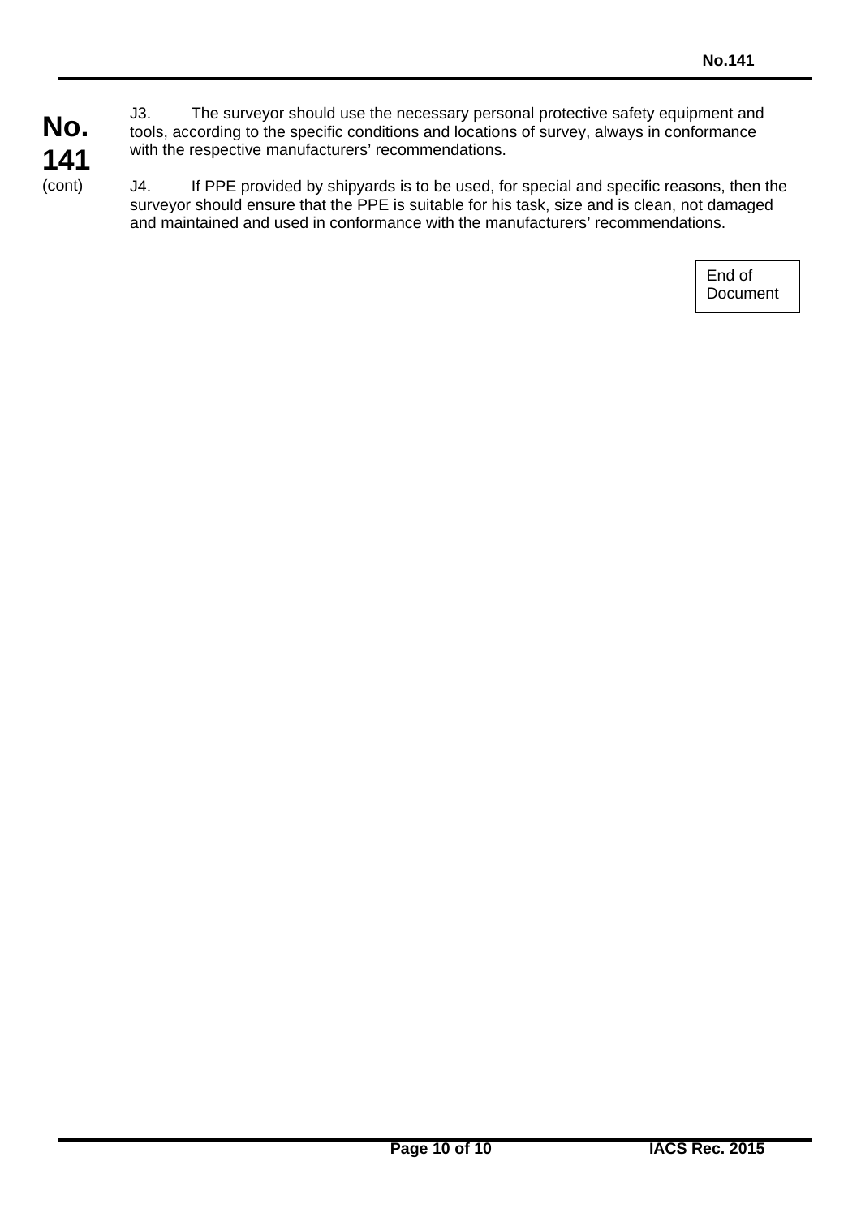J3. The surveyor should use the necessary personal protective safety equipment and tools, according to the specific conditions and locations of survey, always in conformance with the respective manufacturers' recommendations.

J4. If PPE provided by shipyards is to be used, for special and specific reasons, then the surveyor should ensure that the PPE is suitable for his task, size and is clean, not damaged and maintained and used in conformance with the manufacturers' recommendations.

End of Document